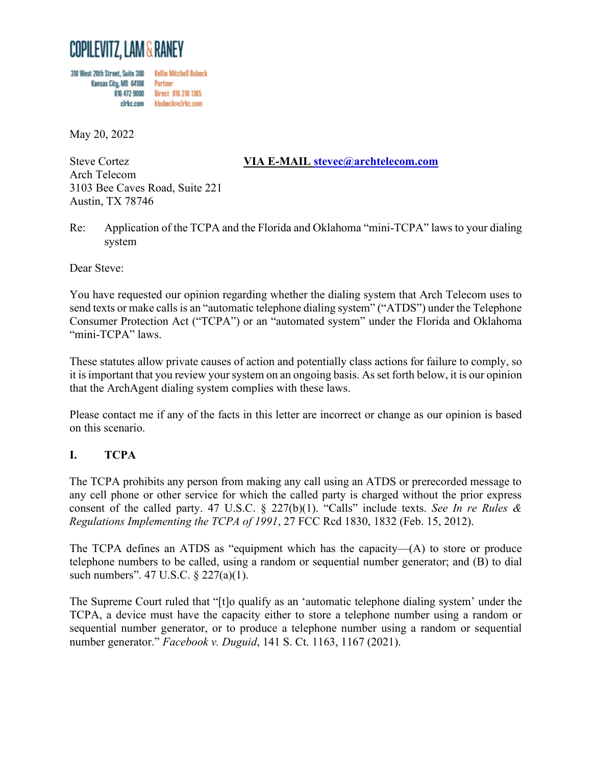# COPILEVITZ, LAM & RANEY

310 West 20th Street, Suite 300
Kansas City, MO 64108
816 472 9000
clrkc.com

Kellie Mitchell Bubeck
Partner
Direct 816 218 1365
kbubeck@clrkc.com

May 20, 2022

Steve Cortez
Arch Telecom
3103 Bee Caves Road, Suite 221
Austin, TX 78746

**VIA E-MAIL stevec@archtelecom.com**

Re: Application of the TCPA and the Florida and Oklahoma "mini-TCPA" laws to your dialing system

Dear Steve:

You have requested our opinion regarding whether the dialing system that Arch Telecom uses to send texts or make calls is an "automatic telephone dialing system" ("ATDS") under the Telephone Consumer Protection Act ("TCPA") or an "automated system" under the Florida and Oklahoma "mini-TCPA" laws.

These statutes allow private causes of action and potentially class actions for failure to comply, so it is important that you review your system on an ongoing basis. As set forth below, it is our opinion that the ArchAgent dialing system complies with these laws.

Please contact me if any of the facts in this letter are incorrect or change as our opinion is based on this scenario.

## I. TCPA

The TCPA prohibits any person from making any call using an ATDS or prerecorded message to any cell phone or other service for which the called party is charged without the prior express consent of the called party. 47 U.S.C. § 227(b)(1). "Calls" include texts. *See In re Rules & Regulations Implementing the TCPA of 1991*, 27 FCC Rcd 1830, 1832 (Feb. 15, 2012).

The TCPA defines an ATDS as "equipment which has the capacity—(A) to store or produce telephone numbers to be called, using a random or sequential number generator; and (B) to dial such numbers". 47 U.S.C. § 227(a)(1).

The Supreme Court ruled that "[t]o qualify as an 'automatic telephone dialing system' under the TCPA, a device must have the capacity either to store a telephone number using a random or sequential number generator, or to produce a telephone number using a random or sequential number generator." *Facebook v. Duguid*, 141 S. Ct. 1163, 1167 (2021).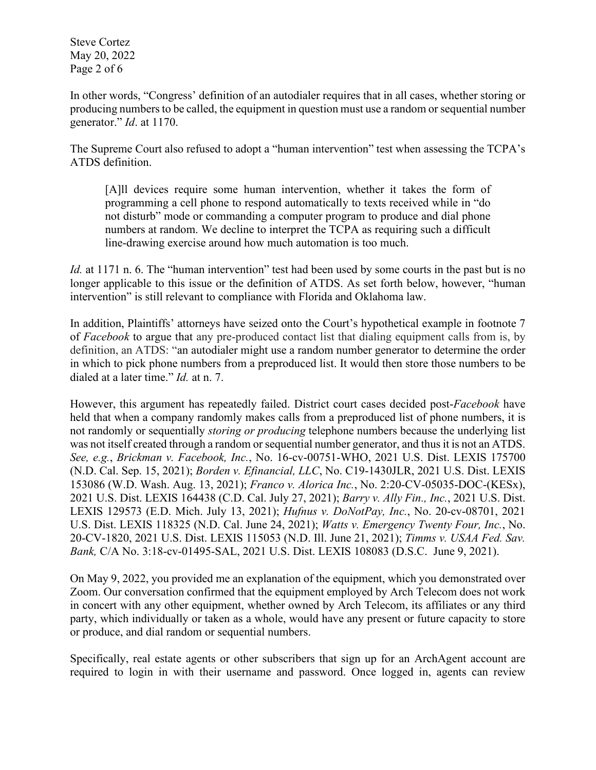In other words, "Congress' definition of an autodialer requires that in all cases, whether storing or producing numbers to be called, the equipment in question must use a random or sequential number generator." *Id*. at 1170.

The Supreme Court also refused to adopt a "human intervention" test when assessing the TCPA's ATDS definition.

> [A]ll devices require some human intervention, whether it takes the form of programming a cell phone to respond automatically to texts received while in "do not disturb" mode or commanding a computer program to produce and dial phone numbers at random. We decline to interpret the TCPA as requiring such a difficult line-drawing exercise around how much automation is too much.

*Id.* at 1171 n. 6. The "human intervention" test had been used by some courts in the past but is no longer applicable to this issue or the definition of ATDS. As set forth below, however, "human intervention" is still relevant to compliance with Florida and Oklahoma law.

In addition, Plaintiffs' attorneys have seized onto the Court's hypothetical example in footnote 7 of *Facebook* to argue that any pre-produced contact list that dialing equipment calls from is, by definition, an ATDS: "an autodialer might use a random number generator to determine the order in which to pick phone numbers from a preproduced list. It would then store those numbers to be dialed at a later time." *Id.* at n. 7.

However, this argument has repeatedly failed. District court cases decided post-*Facebook* have held that when a company randomly makes calls from a preproduced list of phone numbers, it is not randomly or sequentially *storing or producing* telephone numbers because the underlying list was not itself created through a random or sequential number generator, and thus it is not an ATDS. *See, e.g.*, *Brickman v. Facebook, Inc.*, No. 16-cv-00751-WHO, 2021 U.S. Dist. LEXIS 175700 (N.D. Cal. Sep. 15, 2021); *Borden v. Efinancial, LLC*, No. C19-1430JLR, 2021 U.S. Dist. LEXIS 153086 (W.D. Wash. Aug. 13, 2021); *Franco v. Alorica Inc.*, No. 2:20-CV-05035-DOC-(KESx), 2021 U.S. Dist. LEXIS 164438 (C.D. Cal. July 27, 2021); *Barry v. Ally Fin., Inc.*, 2021 U.S. Dist. LEXIS 129573 (E.D. Mich. July 13, 2021); *Hufnus v. DoNotPay, Inc.*, No. 20-cv-08701, 2021 U.S. Dist. LEXIS 118325 (N.D. Cal. June 24, 2021); *Watts v. Emergency Twenty Four, Inc.*, No. 20-CV-1820, 2021 U.S. Dist. LEXIS 115053 (N.D. Ill. June 21, 2021); *Timms v. USAA Fed. Sav. Bank,* C/A No. 3:18-cv-01495-SAL, 2021 U.S. Dist. LEXIS 108083 (D.S.C. June 9, 2021).

On May 9, 2022, you provided me an explanation of the equipment, which you demonstrated over Zoom. Our conversation confirmed that the equipment employed by Arch Telecom does not work in concert with any other equipment, whether owned by Arch Telecom, its affiliates or any third party, which individually or taken as a whole, would have any present or future capacity to store or produce, and dial random or sequential numbers.

Specifically, real estate agents or other subscribers that sign up for an ArchAgent account are required to login in with their username and password. Once logged in, agents can review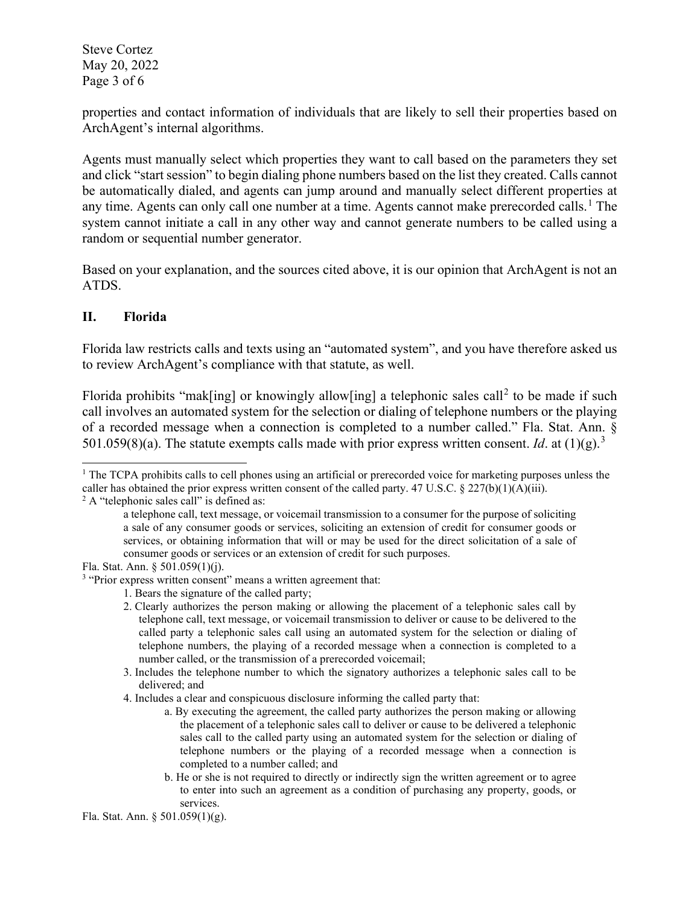properties and contact information of individuals that are likely to sell their properties based on ArchAgent's internal algorithms.

Agents must manually select which properties they want to call based on the parameters they set and click "start session" to begin dialing phone numbers based on the list they created. Calls cannot be automatically dialed, and agents can jump around and manually select different properties at any time. Agents can only call one number at a time. Agents cannot make prerecorded calls.[1] The system cannot initiate a call in any other way and cannot generate numbers to be called using a random or sequential number generator.

Based on your explanation, and the sources cited above, it is our opinion that ArchAgent is not an ATDS.

## II. Florida

Florida law restricts calls and texts using an "automated system", and you have therefore asked us to review ArchAgent's compliance with that statute, as well.

Florida prohibits "mak[ing] or knowingly allow[ing] a telephonic sales call[2] to be made if such call involves an automated system for the selection or dialing of telephone numbers or the playing of a recorded message when a connection is completed to a number called." Fla. Stat. Ann. § 501.059(8)(a). The statute exempts calls made with prior express written consent. *Id*. at (1)(g).[3]

---

[1] The TCPA prohibits calls to cell phones using an artificial or prerecorded voice for marketing purposes unless the caller has obtained the prior express written consent of the called party. 47 U.S.C. § 227(b)(1)(A)(iii).

[2] A "telephonic sales call" is defined as:

> a telephone call, text message, or voicemail transmission to a consumer for the purpose of soliciting a sale of any consumer goods or services, soliciting an extension of credit for consumer goods or services, or obtaining information that will or may be used for the direct solicitation of a sale of consumer goods or services or an extension of credit for such purposes.

Fla. Stat. Ann. § 501.059(1)(j).

[3] "Prior express written consent" means a written agreement that:

> 1. Bears the signature of the called party;
> 2. Clearly authorizes the person making or allowing the placement of a telephonic sales call by telephone call, text message, or voicemail transmission to deliver or cause to be delivered to the called party a telephonic sales call using an automated system for the selection or dialing of telephone numbers, the playing of a recorded message when a connection is completed to a number called, or the transmission of a prerecorded voicemail;
> 3. Includes the telephone number to which the signatory authorizes a telephonic sales call to be delivered; and
> 4. Includes a clear and conspicuous disclosure informing the called party that:
>     a. By executing the agreement, the called party authorizes the person making or allowing the placement of a telephonic sales call to deliver or cause to be delivered a telephonic sales call to the called party using an automated system for the selection or dialing of telephone numbers or the playing of a recorded message when a connection is completed to a number called; and
>     b. He or she is not required to directly or indirectly sign the written agreement or to agree to enter into such an agreement as a condition of purchasing any property, goods, or services.

Fla. Stat. Ann. § 501.059(1)(g).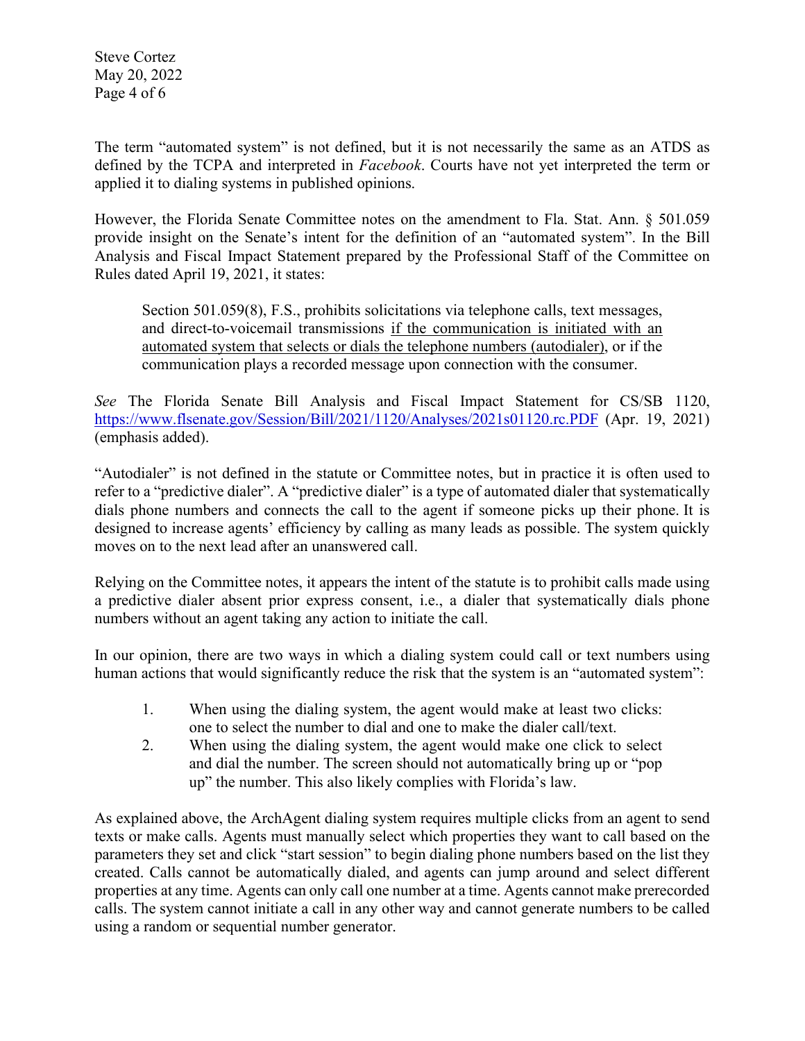The term "automated system" is not defined, but it is not necessarily the same as an ATDS as defined by the TCPA and interpreted in *Facebook*. Courts have not yet interpreted the term or applied it to dialing systems in published opinions.

However, the Florida Senate Committee notes on the amendment to Fla. Stat. Ann. § 501.059 provide insight on the Senate's intent for the definition of an "automated system". In the Bill Analysis and Fiscal Impact Statement prepared by the Professional Staff of the Committee on Rules dated April 19, 2021, it states:

> Section 501.059(8), F.S., prohibits solicitations via telephone calls, text messages, and direct-to-voicemail transmissions <u>if the communication is initiated with an automated system that selects or dials the telephone numbers (autodialer)</u>, or if the communication plays a recorded message upon connection with the consumer.

*See* The Florida Senate Bill Analysis and Fiscal Impact Statement for CS/SB 1120, [https://www.flsenate.gov/Session/Bill/2021/1120/Analyses/2021s01120.rc.PDF](https://www.flsenate.gov/Session/Bill/2021/1120/Analyses/2021s01120.rc.PDF) (Apr. 19, 2021) (emphasis added).

"Autodialer" is not defined in the statute or Committee notes, but in practice it is often used to refer to a "predictive dialer". A "predictive dialer" is a type of automated dialer that systematically dials phone numbers and connects the call to the agent if someone picks up their phone. It is designed to increase agents' efficiency by calling as many leads as possible. The system quickly moves on to the next lead after an unanswered call.

Relying on the Committee notes, it appears the intent of the statute is to prohibit calls made using a predictive dialer absent prior express consent, i.e., a dialer that systematically dials phone numbers without an agent taking any action to initiate the call.

In our opinion, there are two ways in which a dialing system could call or text numbers using human actions that would significantly reduce the risk that the system is an "automated system":

1. When using the dialing system, the agent would make at least two clicks: one to select the number to dial and one to make the dialer call/text.
2. When using the dialing system, the agent would make one click to select and dial the number. The screen should not automatically bring up or "pop up" the number. This also likely complies with Florida's law.

As explained above, the ArchAgent dialing system requires multiple clicks from an agent to send texts or make calls. Agents must manually select which properties they want to call based on the parameters they set and click "start session" to begin dialing phone numbers based on the list they created. Calls cannot be automatically dialed, and agents can jump around and select different properties at any time. Agents can only call one number at a time. Agents cannot make prerecorded calls. The system cannot initiate a call in any other way and cannot generate numbers to be called using a random or sequential number generator.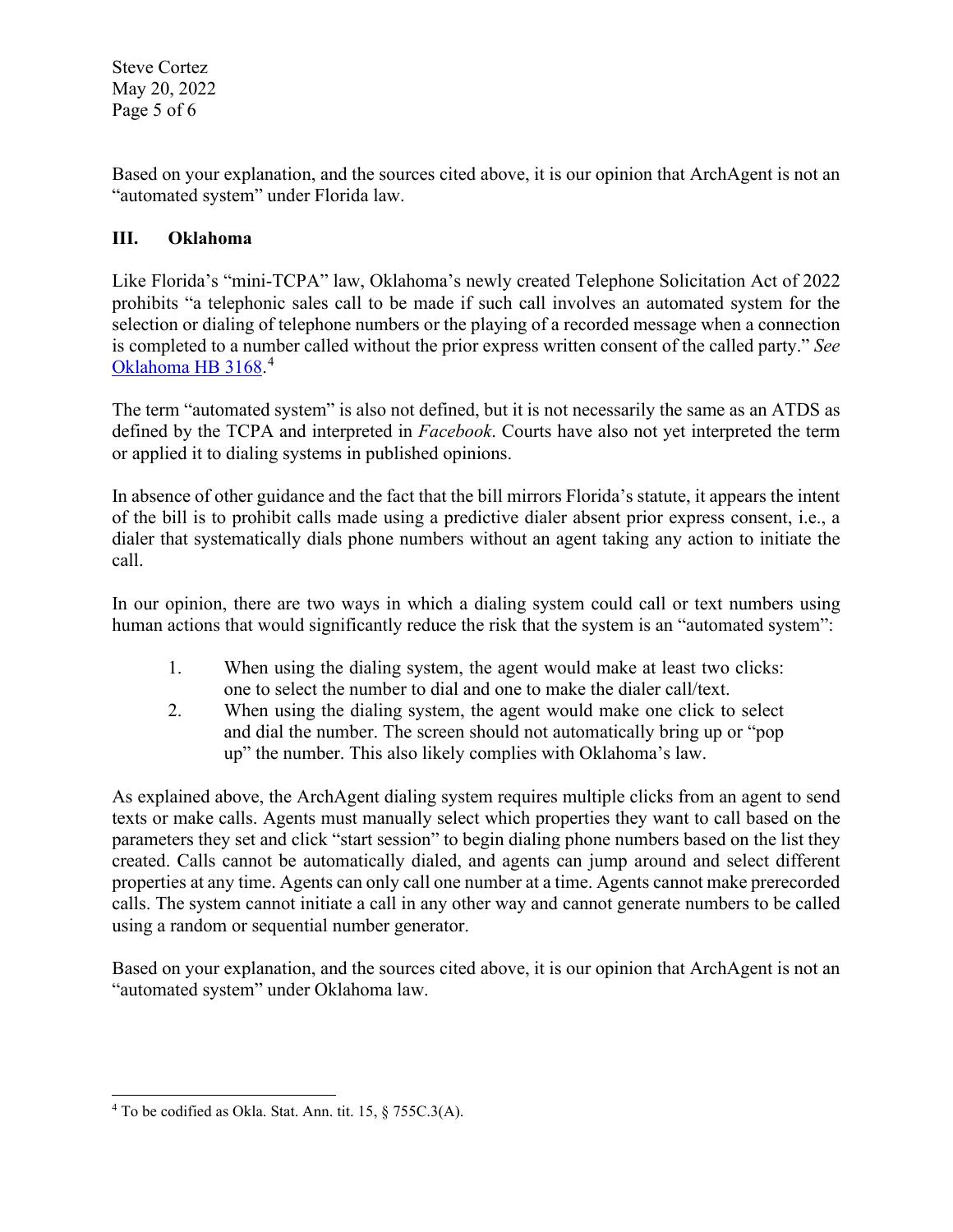Based on your explanation, and the sources cited above, it is our opinion that ArchAgent is not an "automated system" under Florida law.

## III. Oklahoma

Like Florida's "mini-TCPA" law, Oklahoma's newly created Telephone Solicitation Act of 2022 prohibits "a telephonic sales call to be made if such call involves an automated system for the selection or dialing of telephone numbers or the playing of a recorded message when a connection is completed to a number called without the prior express written consent of the called party." *See* Oklahoma HB 3168.[4]

The term "automated system" is also not defined, but it is not necessarily the same as an ATDS as defined by the TCPA and interpreted in *Facebook*. Courts have also not yet interpreted the term or applied it to dialing systems in published opinions.

In absence of other guidance and the fact that the bill mirrors Florida's statute, it appears the intent of the bill is to prohibit calls made using a predictive dialer absent prior express consent, i.e., a dialer that systematically dials phone numbers without an agent taking any action to initiate the call.

In our opinion, there are two ways in which a dialing system could call or text numbers using human actions that would significantly reduce the risk that the system is an "automated system":

1. When using the dialing system, the agent would make at least two clicks: one to select the number to dial and one to make the dialer call/text.
2. When using the dialing system, the agent would make one click to select and dial the number. The screen should not automatically bring up or "pop up" the number. This also likely complies with Oklahoma's law.

As explained above, the ArchAgent dialing system requires multiple clicks from an agent to send texts or make calls. Agents must manually select which properties they want to call based on the parameters they set and click "start session" to begin dialing phone numbers based on the list they created. Calls cannot be automatically dialed, and agents can jump around and select different properties at any time. Agents can only call one number at a time. Agents cannot make prerecorded calls. The system cannot initiate a call in any other way and cannot generate numbers to be called using a random or sequential number generator.

Based on your explanation, and the sources cited above, it is our opinion that ArchAgent is not an "automated system" under Oklahoma law.

---

[4] To be codified as Okla. Stat. Ann. tit. 15, § 755C.3(A).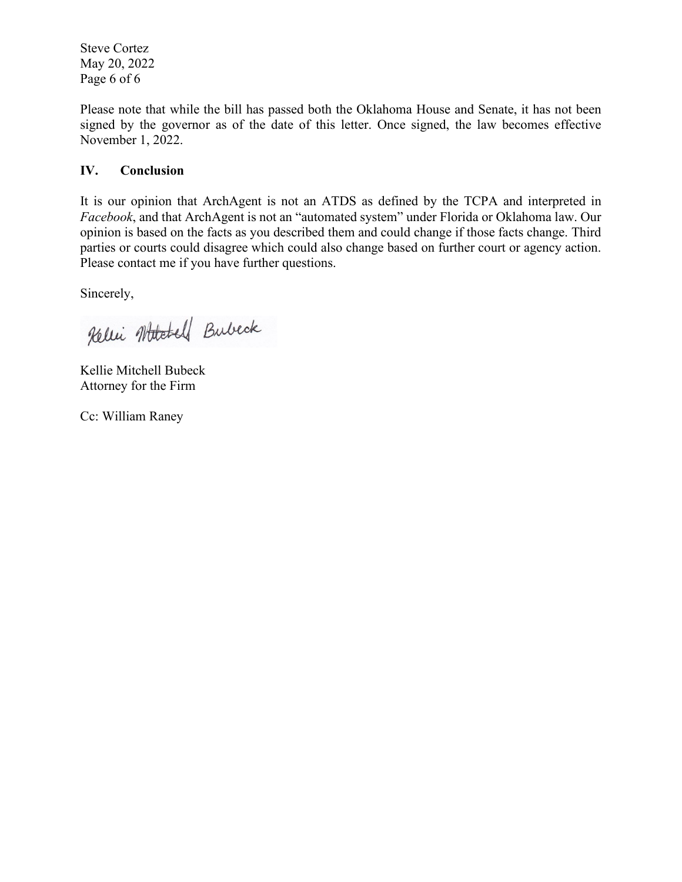Please note that while the bill has passed both the Oklahoma House and Senate, it has not been signed by the governor as of the date of this letter. Once signed, the law becomes effective November 1, 2022.

## IV. Conclusion

It is our opinion that ArchAgent is not an ATDS as defined by the TCPA and interpreted in *Facebook*, and that ArchAgent is not an "automated system" under Florida or Oklahoma law. Our opinion is based on the facts as you described them and could change if those facts change. Third parties or courts could disagree which could also change based on further court or agency action. Please contact me if you have further questions.

Sincerely,

Kellie Mitchell Bubeck

Kellie Mitchell Bubeck
Attorney for the Firm

Cc: William Raney